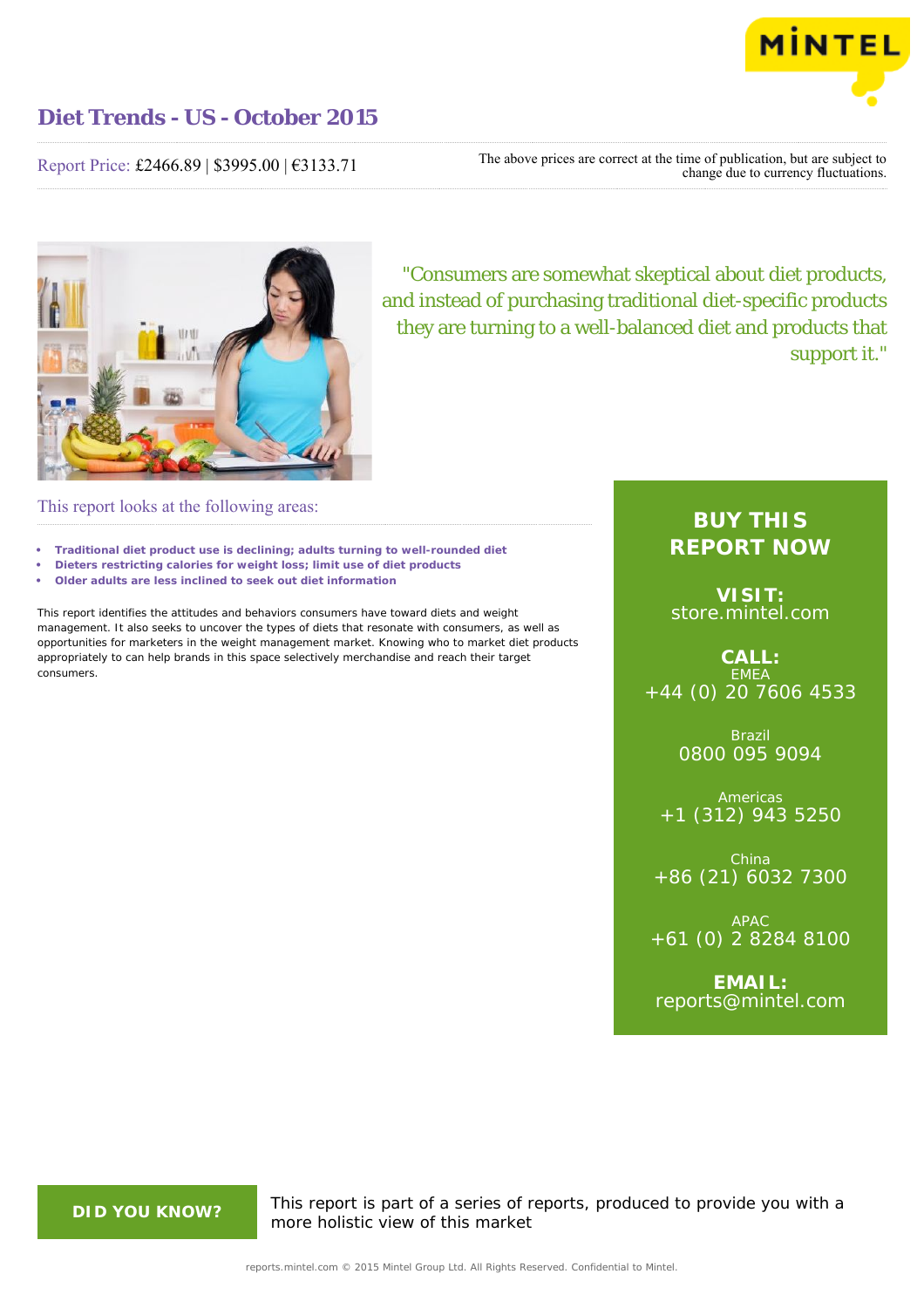# Diet Trends - US - October 2015

Report Price: £2466.89 | $3995.00 | €3133.71

The above prices are correct at the time of publication, but are subject to change due to currency fluctuations.

"Consumers are somewhat skeptical about diet products, and instead of purchasing traditional diet-specific products they are turning to a well-balanced diet and products that support it."

## This report looks at the following areas:

- **Traditional diet product use is declining; adults turning to well-rounded diet**
- **Dieters restricting calories for weight loss; limit use of diet products**
- **Older adults are less inclined to seek out diet information**

This report identifies the attitudes and behaviors consumers have toward diets and weight management. It also seeks to uncover the types of diets that resonate with consumers, as well as opportunities for marketers in the weight management market. Knowing who to market diet products appropriately to can help brands in this space selectively merchandise and reach their target consumers.

**BUY THIS REPORT NOW**

**VISIT:**
store.mintel.com

**CALL:**

EMEA
+44 (0) 20 7606 4533

Brazil
0800 095 9094

Americas
+1 (312) 943 5250

China
+86 (21) 6032 7300

APAC
+61 (0) 2 8284 8100

**EMAIL:**
reports@mintel.com

**DID YOU KNOW?**

This report is part of a series of reports, produced to provide you with a more holistic view of this market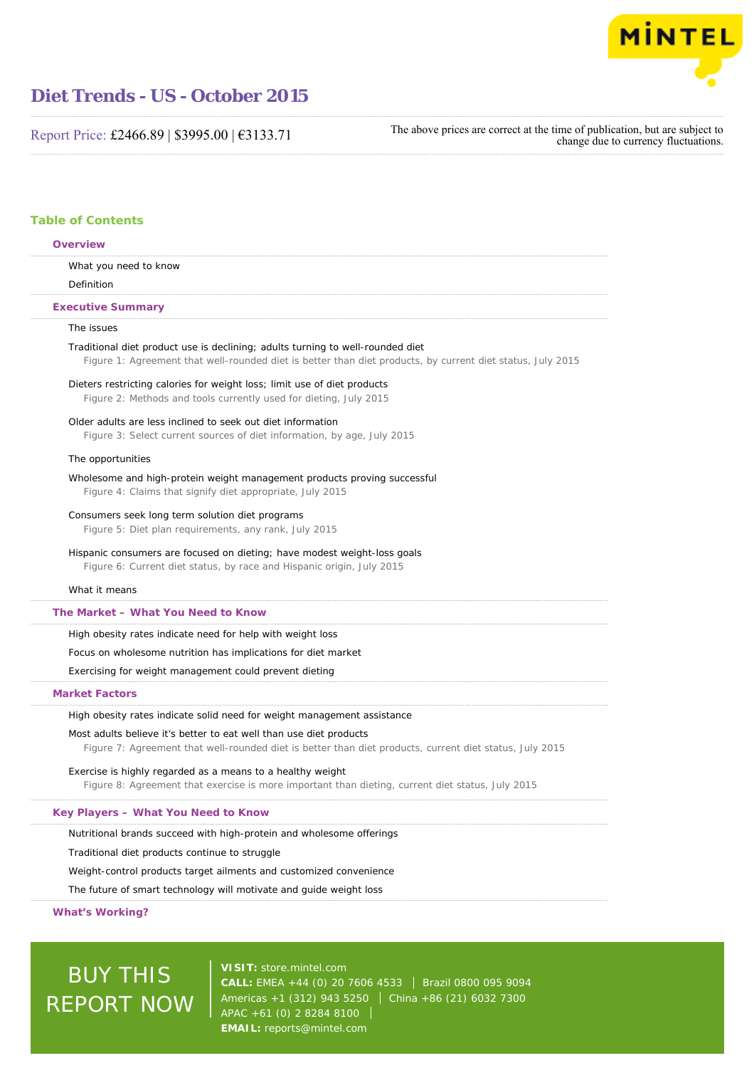# Diet Trends - US - October 2015

Report Price: £2466.89 | $3995.00 | €3133.71

The above prices are correct at the time of publication, but are subject to change due to currency fluctuations.

## Table of Contents

### Overview

What you need to know

Definition

### Executive Summary

The issues

Traditional diet product use is declining; adults turning to well-rounded diet

Figure 1: Agreement that well-rounded diet is better than diet products, by current diet status, July 2015

Dieters restricting calories for weight loss; limit use of diet products

Figure 2: Methods and tools currently used for dieting, July 2015

Older adults are less inclined to seek out diet information

Figure 3: Select current sources of diet information, by age, July 2015

The opportunities

Wholesome and high-protein weight management products proving successful

Figure 4: Claims that signify diet appropriate, July 2015

Consumers seek long term solution diet programs

Figure 5: Diet plan requirements, any rank, July 2015

Hispanic consumers are focused on dieting; have modest weight-loss goals

Figure 6: Current diet status, by race and Hispanic origin, July 2015

What it means

### The Market – What You Need to Know

High obesity rates indicate need for help with weight loss

Focus on wholesome nutrition has implications for diet market

Exercising for weight management could prevent dieting

### Market Factors

High obesity rates indicate solid need for weight management assistance

Most adults believe it's better to eat well than use diet products

Figure 7: Agreement that well-rounded diet is better than diet products, current diet status, July 2015

Exercise is highly regarded as a means to a healthy weight

Figure 8: Agreement that exercise is more important than dieting, current diet status, July 2015

### Key Players – What You Need to Know

Nutritional brands succeed with high-protein and wholesome offerings

Traditional diet products continue to struggle

Weight-control products target ailments and customized convenience

The future of smart technology will motivate and guide weight loss

### What's Working?

BUY THIS REPORT NOW

**VISIT:** store.mintel.com
**CALL:** EMEA +44 (0) 20 7606 4533 | Brazil 0800 095 9094
Americas +1 (312) 943 5250 | China +86 (21) 6032 7300
APAC +61 (0) 2 8284 8100
**EMAIL:** reports@mintel.com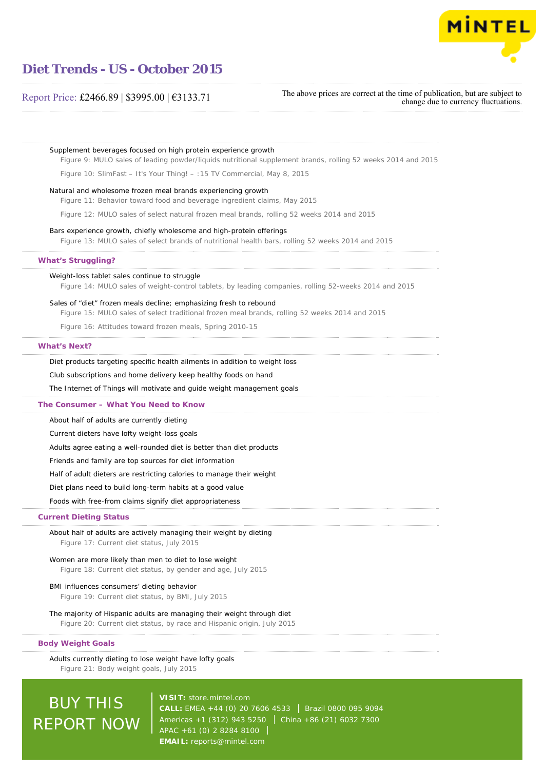Supplement beverages focused on high protein experience growth

Figure 9: MULO sales of leading powder/liquids nutritional supplement brands, rolling 52 weeks 2014 and 2015

Figure 10: SlimFast – It's Your Thing! – :15 TV Commercial, May 8, 2015

Natural and wholesome frozen meal brands experiencing growth

Figure 11: Behavior toward food and beverage ingredient claims, May 2015

Figure 12: MULO sales of select natural frozen meal brands, rolling 52 weeks 2014 and 2015

Bars experience growth, chiefly wholesome and high-protein offerings

Figure 13: MULO sales of select brands of nutritional health bars, rolling 52 weeks 2014 and 2015

## What's Struggling?

Weight-loss tablet sales continue to struggle

Figure 14: MULO sales of weight-control tablets, by leading companies, rolling 52-weeks 2014 and 2015

Sales of "diet" frozen meals decline; emphasizing fresh to rebound

Figure 15: MULO sales of select traditional frozen meal brands, rolling 52 weeks 2014 and 2015

Figure 16: Attitudes toward frozen meals, Spring 2010-15

## What's Next?

Diet products targeting specific health ailments in addition to weight loss

Club subscriptions and home delivery keep healthy foods on hand

The Internet of Things will motivate and guide weight management goals

## The Consumer – What You Need to Know

About half of adults are currently dieting

Current dieters have lofty weight-loss goals

Adults agree eating a well-rounded diet is better than diet products

Friends and family are top sources for diet information

Half of adult dieters are restricting calories to manage their weight

Diet plans need to build long-term habits at a good value

Foods with free-from claims signify diet appropriateness

## Current Dieting Status

About half of adults are actively managing their weight by dieting

Figure 17: Current diet status, July 2015

Women are more likely than men to diet to lose weight

Figure 18: Current diet status, by gender and age, July 2015

BMI influences consumers' dieting behavior

Figure 19: Current diet status, by BMI, July 2015

The majority of Hispanic adults are managing their weight through diet

Figure 20: Current diet status, by race and Hispanic origin, July 2015

## Body Weight Goals

Adults currently dieting to lose weight have lofty goals

Figure 21: Body weight goals, July 2015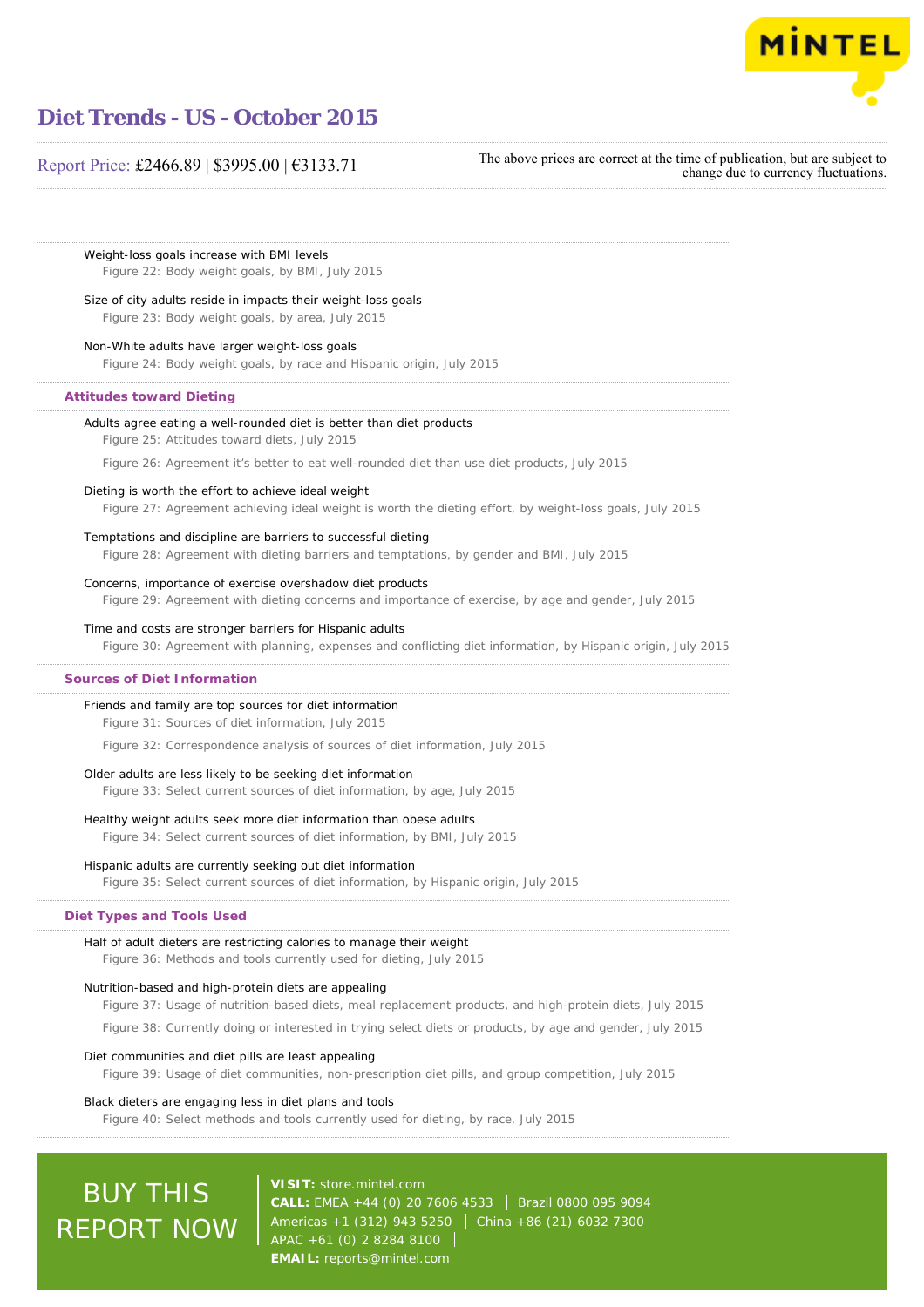Weight-loss goals increase with BMI levels

Figure 22: Body weight goals, by BMI, July 2015

Size of city adults reside in impacts their weight-loss goals

Figure 23: Body weight goals, by area, July 2015

Non-White adults have larger weight-loss goals

Figure 24: Body weight goals, by race and Hispanic origin, July 2015

### Attitudes toward Dieting

Adults agree eating a well-rounded diet is better than diet products

Figure 25: Attitudes toward diets, July 2015

Figure 26: Agreement it's better to eat well-rounded diet than use diet products, July 2015

Dieting is worth the effort to achieve ideal weight

Figure 27: Agreement achieving ideal weight is worth the dieting effort, by weight-loss goals, July 2015

Temptations and discipline are barriers to successful dieting

Figure 28: Agreement with dieting barriers and temptations, by gender and BMI, July 2015

Concerns, importance of exercise overshadow diet products

Figure 29: Agreement with dieting concerns and importance of exercise, by age and gender, July 2015

Time and costs are stronger barriers for Hispanic adults

Figure 30: Agreement with planning, expenses and conflicting diet information, by Hispanic origin, July 2015

### Sources of Diet Information

Friends and family are top sources for diet information

Figure 31: Sources of diet information, July 2015

Figure 32: Correspondence analysis of sources of diet information, July 2015

Older adults are less likely to be seeking diet information

Figure 33: Select current sources of diet information, by age, July 2015

Healthy weight adults seek more diet information than obese adults

Figure 34: Select current sources of diet information, by BMI, July 2015

Hispanic adults are currently seeking out diet information

Figure 35: Select current sources of diet information, by Hispanic origin, July 2015

### Diet Types and Tools Used

Half of adult dieters are restricting calories to manage their weight

Figure 36: Methods and tools currently used for dieting, July 2015

Nutrition-based and high-protein diets are appealing

Figure 37: Usage of nutrition-based diets, meal replacement products, and high-protein diets, July 2015

Figure 38: Currently doing or interested in trying select diets or products, by age and gender, July 2015

Diet communities and diet pills are least appealing

Figure 39: Usage of diet communities, non-prescription diet pills, and group competition, July 2015

Black dieters are engaging less in diet plans and tools

Figure 40: Select methods and tools currently used for dieting, by race, July 2015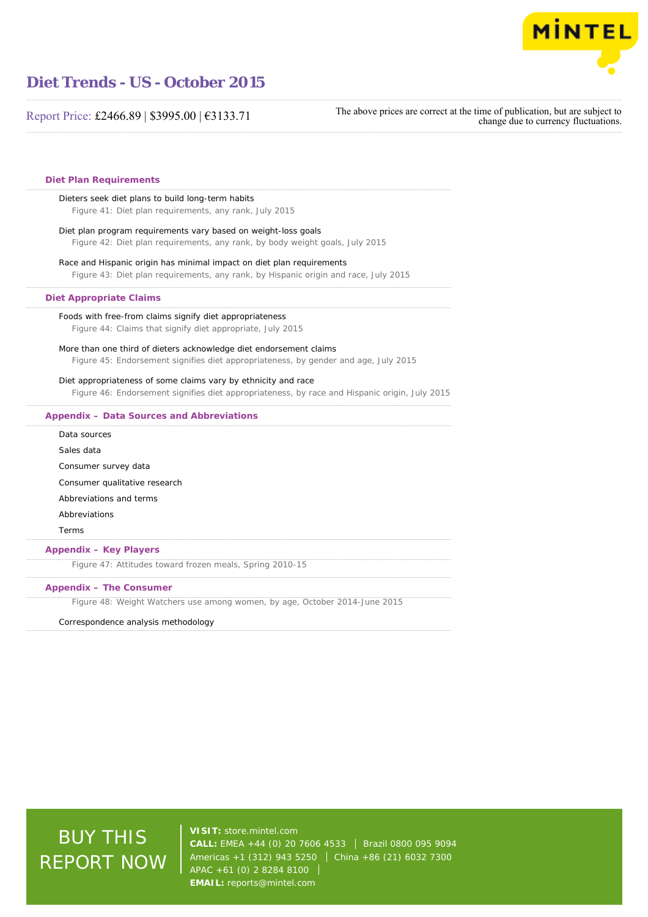# Diet Trends - US - October 2015

Report Price: £2466.89 | $3995.00 | €3133.71

The above prices are correct at the time of publication, but are subject to change due to currency fluctuations.

### Diet Plan Requirements

Dieters seek diet plans to build long-term habits

Figure 41: Diet plan requirements, any rank, July 2015

Diet plan program requirements vary based on weight-loss goals

Figure 42: Diet plan requirements, any rank, by body weight goals, July 2015

Race and Hispanic origin has minimal impact on diet plan requirements

Figure 43: Diet plan requirements, any rank, by Hispanic origin and race, July 2015

### Diet Appropriate Claims

Foods with free-from claims signify diet appropriateness

Figure 44: Claims that signify diet appropriate, July 2015

More than one third of dieters acknowledge diet endorsement claims

Figure 45: Endorsement signifies diet appropriateness, by gender and age, July 2015

Diet appropriateness of some claims vary by ethnicity and race

Figure 46: Endorsement signifies diet appropriateness, by race and Hispanic origin, July 2015

### Appendix – Data Sources and Abbreviations

Data sources

Sales data

Consumer survey data

Consumer qualitative research

Abbreviations and terms

Abbreviations

Terms

### Appendix – Key Players

Figure 47: Attitudes toward frozen meals, Spring 2010-15

### Appendix – The Consumer

Figure 48: Weight Watchers use among women, by age, October 2014-June 2015

Correspondence analysis methodology

BUY THIS REPORT NOW

**VISIT:** store.mintel.com
**CALL:** EMEA +44 (0) 20 7606 4533 | Brazil 0800 095 9094
Americas +1 (312) 943 5250 | China +86 (21) 6032 7300
APAC +61 (0) 2 8284 8100 |
**EMAIL:** reports@mintel.com